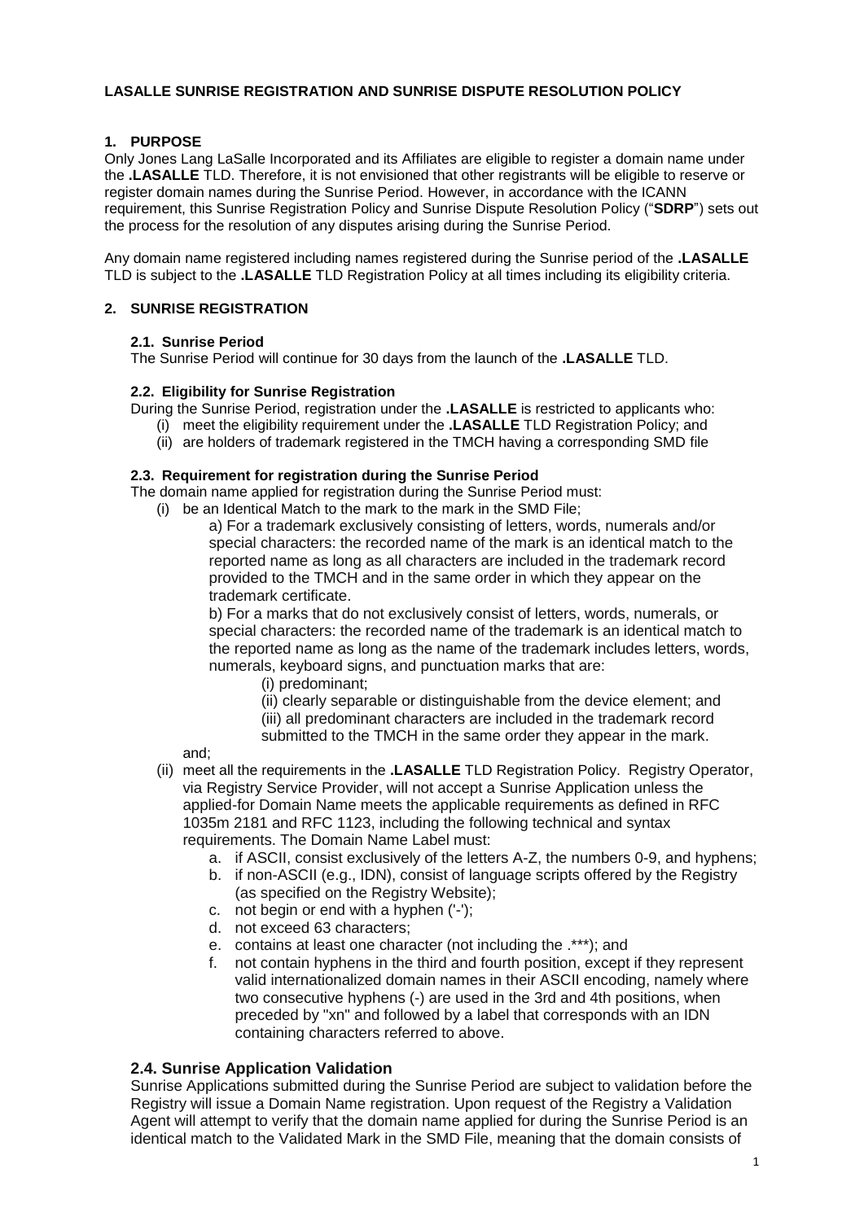**LASALLE SUNRISE REGISTRATION AND SUNRISE DISPUTE RESOLUTION POLICY**

## 1. PURPOSE

Only Jones Lang LaSalle Incorporated and its Affiliates are eligible to register a domain name under the **.LASALLE** TLD. Therefore, it is not envisioned that other registrants will be eligible to reserve or register domain names during the Sunrise Period. However, in accordance with the ICANN requirement, this Sunrise Registration Policy and Sunrise Dispute Resolution Policy ("**SDRP**") sets out the process for the resolution of any disputes arising during the Sunrise Period.

Any domain name registered including names registered during the Sunrise period of the **.LASALLE** TLD is subject to the **.LASALLE** TLD Registration Policy at all times including its eligibility criteria.

## 2. SUNRISE REGISTRATION

### 2.1. Sunrise Period

The Sunrise Period will continue for 30 days from the launch of the **.LASALLE** TLD.

### 2.2. Eligibility for Sunrise Registration

During the Sunrise Period, registration under the **.LASALLE** is restricted to applicants who:

(i) meet the eligibility requirement under the **.LASALLE** TLD Registration Policy; and
(ii) are holders of trademark registered in the TMCH having a corresponding SMD file

### 2.3. Requirement for registration during the Sunrise Period

The domain name applied for registration during the Sunrise Period must:

(i) be an Identical Match to the mark to the mark in the SMD File;

a) For a trademark exclusively consisting of letters, words, numerals and/or special characters: the recorded name of the mark is an identical match to the reported name as long as all characters are included in the trademark record provided to the TMCH and in the same order in which they appear on the trademark certificate.

b) For a marks that do not exclusively consist of letters, words, numerals, or special characters: the recorded name of the trademark is an identical match to the reported name as long as the name of the trademark includes letters, words, numerals, keyboard signs, and punctuation marks that are:

(i) predominant;
(ii) clearly separable or distinguishable from the device element; and
(iii) all predominant characters are included in the trademark record submitted to the TMCH in the same order they appear in the mark.

and;

(ii) meet all the requirements in the **.LASALLE** TLD Registration Policy. Registry Operator, via Registry Service Provider, will not accept a Sunrise Application unless the applied-for Domain Name meets the applicable requirements as defined in RFC 1035m 2181 and RFC 1123, including the following technical and syntax requirements. The Domain Name Label must:

a. if ASCII, consist exclusively of the letters A-Z, the numbers 0-9, and hyphens;
b. if non-ASCII (e.g., IDN), consist of language scripts offered by the Registry (as specified on the Registry Website);
c. not begin or end with a hyphen ('-');
d. not exceed 63 characters;
e. contains at least one character (not including the .***); and
f. not contain hyphens in the third and fourth position, except if they represent valid internationalized domain names in their ASCII encoding, namely where two consecutive hyphens (-) are used in the 3rd and 4th positions, when preceded by "xn" and followed by a label that corresponds with an IDN containing characters referred to above.

### 2.4. Sunrise Application Validation

Sunrise Applications submitted during the Sunrise Period are subject to validation before the Registry will issue a Domain Name registration. Upon request of the Registry a Validation Agent will attempt to verify that the domain name applied for during the Sunrise Period is an identical match to the Validated Mark in the SMD File, meaning that the domain consists of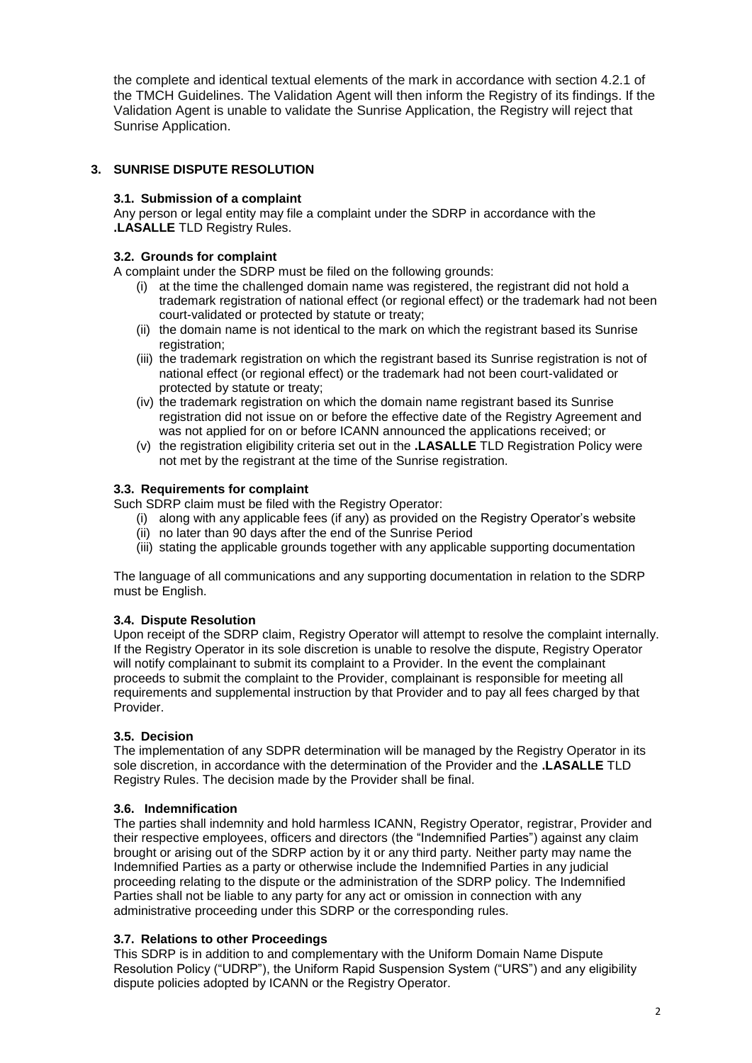the complete and identical textual elements of the mark in accordance with section 4.2.1 of the TMCH Guidelines. The Validation Agent will then inform the Registry of its findings. If the Validation Agent is unable to validate the Sunrise Application, the Registry will reject that Sunrise Application.

## 3. SUNRISE DISPUTE RESOLUTION

### 3.1. Submission of a complaint

Any person or legal entity may file a complaint under the SDRP in accordance with the **.LASALLE** TLD Registry Rules.

### 3.2. Grounds for complaint

A complaint under the SDRP must be filed on the following grounds:

(i) at the time the challenged domain name was registered, the registrant did not hold a trademark registration of national effect (or regional effect) or the trademark had not been court-validated or protected by statute or treaty;

(ii) the domain name is not identical to the mark on which the registrant based its Sunrise registration;

(iii) the trademark registration on which the registrant based its Sunrise registration is not of national effect (or regional effect) or the trademark had not been court-validated or protected by statute or treaty;

(iv) the trademark registration on which the domain name registrant based its Sunrise registration did not issue on or before the effective date of the Registry Agreement and was not applied for on or before ICANN announced the applications received; or

(v) the registration eligibility criteria set out in the **.LASALLE** TLD Registration Policy were not met by the registrant at the time of the Sunrise registration.

### 3.3. Requirements for complaint

Such SDRP claim must be filed with the Registry Operator:

(i) along with any applicable fees (if any) as provided on the Registry Operator's website

(ii) no later than 90 days after the end of the Sunrise Period

(iii) stating the applicable grounds together with any applicable supporting documentation

The language of all communications and any supporting documentation in relation to the SDRP must be English.

### 3.4. Dispute Resolution

Upon receipt of the SDRP claim, Registry Operator will attempt to resolve the complaint internally. If the Registry Operator in its sole discretion is unable to resolve the dispute, Registry Operator will notify complainant to submit its complaint to a Provider. In the event the complainant proceeds to submit the complaint to the Provider, complainant is responsible for meeting all requirements and supplemental instruction by that Provider and to pay all fees charged by that Provider.

### 3.5. Decision

The implementation of any SDPR determination will be managed by the Registry Operator in its sole discretion, in accordance with the determination of the Provider and the **.LASALLE** TLD Registry Rules. The decision made by the Provider shall be final.

### 3.6. Indemnification

The parties shall indemnity and hold harmless ICANN, Registry Operator, registrar, Provider and their respective employees, officers and directors (the "Indemnified Parties") against any claim brought or arising out of the SDRP action by it or any third party. Neither party may name the Indemnified Parties as a party or otherwise include the Indemnified Parties in any judicial proceeding relating to the dispute or the administration of the SDRP policy. The Indemnified Parties shall not be liable to any party for any act or omission in connection with any administrative proceeding under this SDRP or the corresponding rules.

### 3.7. Relations to other Proceedings

This SDRP is in addition to and complementary with the Uniform Domain Name Dispute Resolution Policy ("UDRP"), the Uniform Rapid Suspension System ("URS") and any eligibility dispute policies adopted by ICANN or the Registry Operator.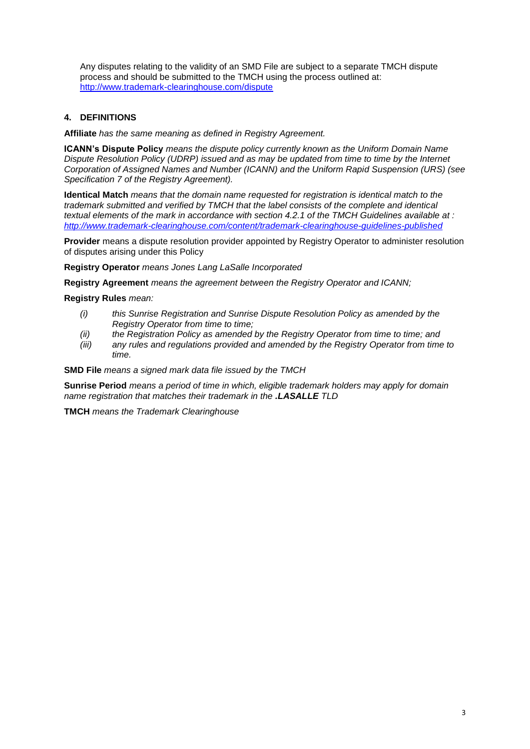Any disputes relating to the validity of an SMD File are subject to a separate TMCH dispute process and should be submitted to the TMCH using the process outlined at: [http://www.trademark-clearinghouse.com/dispute](http://www.trademark-clearinghouse.com/dispute)

## 4. DEFINITIONS

**Affiliate** *has the same meaning as defined in Registry Agreement.*

**ICANN's Dispute Policy** *means the dispute policy currently known as the Uniform Domain Name Dispute Resolution Policy (UDRP) issued and as may be updated from time to time by the Internet Corporation of Assigned Names and Number (ICANN) and the Uniform Rapid Suspension (URS) (see Specification 7 of the Registry Agreement).*

**Identical Match** *means that the domain name requested for registration is identical match to the trademark submitted and verified by TMCH that the label consists of the complete and identical textual elements of the mark in accordance with section 4.2.1 of the TMCH Guidelines available at : [http://www.trademark-clearinghouse.com/content/trademark-clearinghouse-guidelines-published](http://www.trademark-clearinghouse.com/content/trademark-clearinghouse-guidelines-published)*

**Provider** means a dispute resolution provider appointed by Registry Operator to administer resolution of disputes arising under this Policy

**Registry Operator** *means Jones Lang LaSalle Incorporated*

**Registry Agreement** *means the agreement between the Registry Operator and ICANN;*

**Registry Rules** *mean:*

- *(i) this Sunrise Registration and Sunrise Dispute Resolution Policy as amended by the Registry Operator from time to time;*
- *(ii) the Registration Policy as amended by the Registry Operator from time to time; and*
- *(iii) any rules and regulations provided and amended by the Registry Operator from time to time.*

**SMD File** *means a signed mark data file issued by the TMCH*

**Sunrise Period** *means a period of time in which, eligible trademark holders may apply for domain name registration that matches their trademark in the **.LASALLE** TLD*

**TMCH** *means the Trademark Clearinghouse*